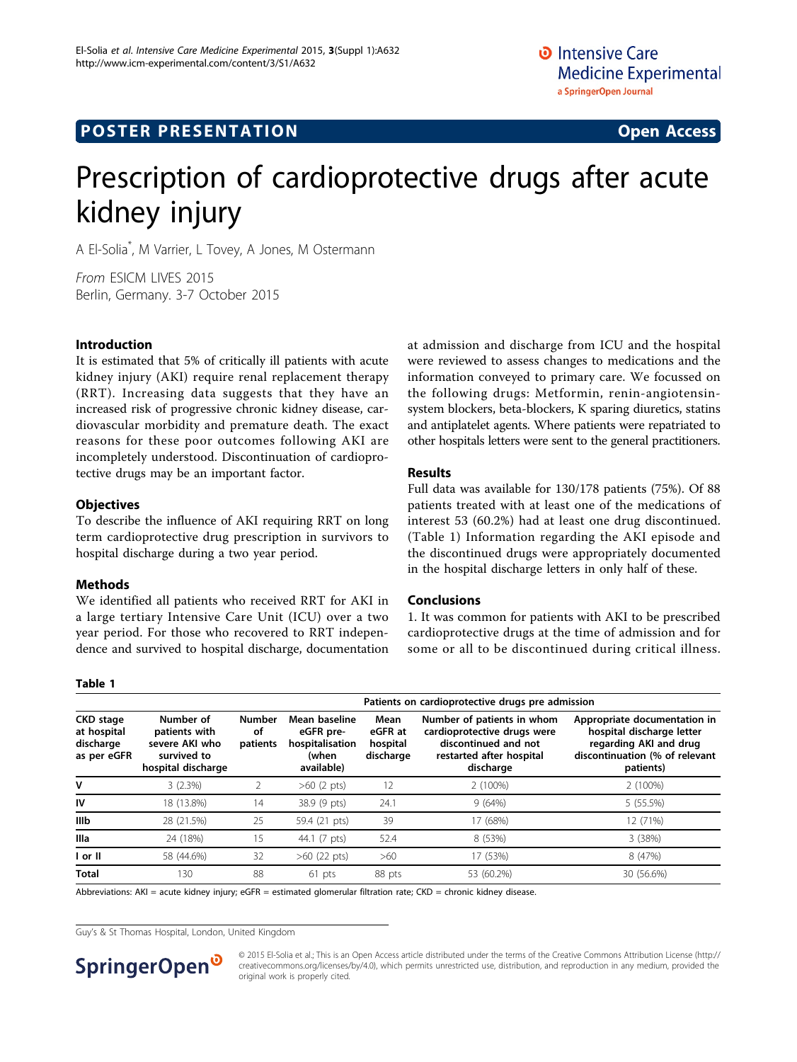POSTER PRESENTATION

Open Access

# Prescription of cardioprotective drugs after acute kidney injury

A El-Solia*, M Varrier, L Tovey, A Jones, M Ostermann

*From* ESICM LIVES 2015
Berlin, Germany. 3-7 October 2015

## Introduction

It is estimated that 5% of critically ill patients with acute kidney injury (AKI) require renal replacement therapy (RRT). Increasing data suggests that they have an increased risk of progressive chronic kidney disease, cardiovascular morbidity and premature death. The exact reasons for these poor outcomes following AKI are incompletely understood. Discontinuation of cardioprotective drugs may be an important factor.

## Objectives

To describe the influence of AKI requiring RRT on long term cardioprotective drug prescription in survivors to hospital discharge during a two year period.

## Methods

We identified all patients who received RRT for AKI in a large tertiary Intensive Care Unit (ICU) over a two year period. For those who recovered to RRT independence and survived to hospital discharge, documentation at admission and discharge from ICU and the hospital were reviewed to assess changes to medications and the information conveyed to primary care. We focussed on the following drugs: Metformin, renin-angiotensin-system blockers, beta-blockers, K sparing diuretics, statins and antiplatelet agents. Where patients were repatriated to other hospitals letters were sent to the general practitioners.

## Results

Full data was available for 130/178 patients (75%). Of 88 patients treated with at least one of the medications of interest 53 (60.2%) had at least one drug discontinued. (Table 1) Information regarding the AKI episode and the discontinued drugs were appropriately documented in the hospital discharge letters in only half of these.

## Conclusions

1. It was common for patients with AKI to be prescribed cardioprotective drugs at the time of admission and for some or all to be discontinued during critical illness.

**Table 1**

| | | Patients on cardioprotective drugs pre admission | | | | |
|---|---|---|---|---|---|---|
| **CKD stage at hospital discharge as per eGFR** | **Number of patients with severe AKI who survived to hospital discharge** | **Number of patients** | **Mean baseline eGFR pre-hospitalisation (when available)** | **Mean eGFR at hospital discharge** | **Number of patients in whom cardioprotective drugs were discontinued and not restarted after hospital discharge** | **Appropriate documentation in hospital discharge letter regarding AKI and drug discontinuation (% of relevant patients)** |
| **V** | 3 (2.3%) | 2 | >60 (2 pts) | 12 | 2 (100%) | 2 (100%) |
| **IV** | 18 (13.8%) | 14 | 38.9 (9 pts) | 24.1 | 9 (64%) | 5 (55.5%) |
| **IIIb** | 28 (21.5%) | 25 | 59.4 (21 pts) | 39 | 17 (68%) | 12 (71%) |
| **IIIa** | 24 (18%) | 15 | 44.1 (7 pts) | 52.4 | 8 (53%) | 3 (38%) |
| **I or II** | 58 (44.6%) | 32 | >60 (22 pts) | >60 | 17 (53%) | 8 (47%) |
| **Total** | 130 | 88 | 61 pts | 88 pts | 53 (60.2%) | 30 (56.6%) |

Abbreviations: AKI = acute kidney injury; eGFR = estimated glomerular filtration rate; CKD = chronic kidney disease.

Guy's & St Thomas Hospital, London, United Kingdom

© 2015 El-Solia et al.; This is an Open Access article distributed under the terms of the Creative Commons Attribution License (http://creativecommons.org/licenses/by/4.0), which permits unrestricted use, distribution, and reproduction in any medium, provided the original work is properly cited.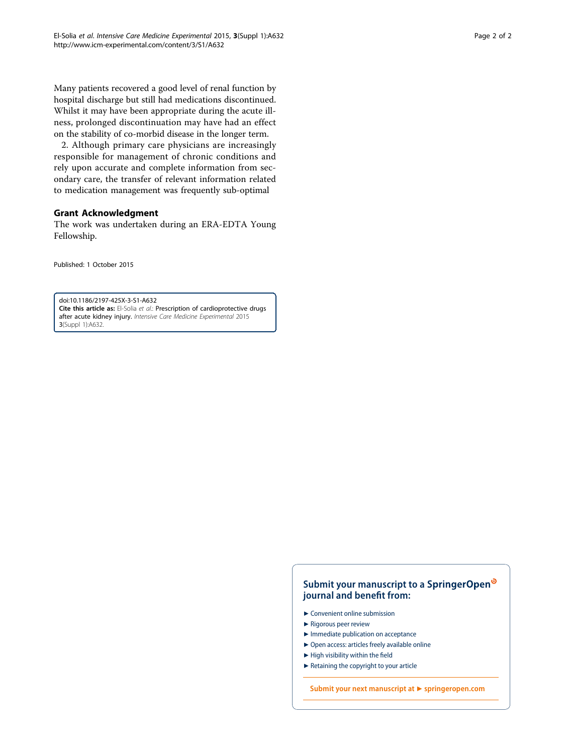Many patients recovered a good level of renal function by hospital discharge but still had medications discontinued. Whilst it may have been appropriate during the acute illness, prolonged discontinuation may have had an effect on the stability of co-morbid disease in the longer term.

2. Although primary care physicians are increasingly responsible for management of chronic conditions and rely upon accurate and complete information from secondary care, the transfer of relevant information related to medication management was frequently sub-optimal

## Grant Acknowledgment

The work was undertaken during an ERA-EDTA Young Fellowship.

Published: 1 October 2015

doi:10.1186/2197-425X-3-S1-A632
**Cite this article as:** El-Solia *et al.*: Prescription of cardioprotective drugs after acute kidney injury. *Intensive Care Medicine Experimental* 2015 **3**(Suppl 1):A632.

**Submit your manuscript to a SpringerOpen journal and benefit from:**

- ► Convenient online submission
- ► Rigorous peer review
- ► Immediate publication on acceptance
- ► Open access: articles freely available online
- ► High visibility within the field
- ► Retaining the copyright to your article

**Submit your next manuscript at ► springeropen.com**